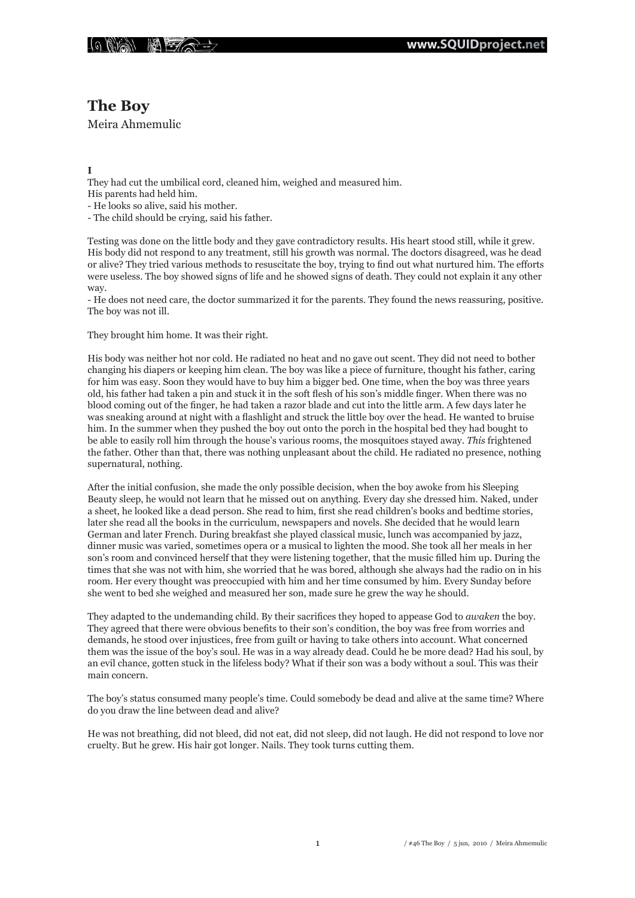# The Boy

Meira Ahmemulic

**I**

They had cut the umbilical cord, cleaned him, weighed and measured him.
His parents had held him.
- He looks so alive, said his mother.
- The child should be crying, said his father.

Testing was done on the little body and they gave contradictory results. His heart stood still, while it grew. His body did not respond to any treatment, still his growth was normal. The doctors disagreed, was he dead or alive? They tried various methods to resuscitate the boy, trying to find out what nurtured him. The efforts were useless. The boy showed signs of life and he showed signs of death. They could not explain it any other way.
- He does not need care, the doctor summarized it for the parents. They found the news reassuring, positive. The boy was not ill.

They brought him home. It was their right.

His body was neither hot nor cold. He radiated no heat and no gave out scent. They did not need to bother changing his diapers or keeping him clean. The boy was like a piece of furniture, thought his father, caring for him was easy. Soon they would have to buy him a bigger bed. One time, when the boy was three years old, his father had taken a pin and stuck it in the soft flesh of his son's middle finger. When there was no blood coming out of the finger, he had taken a razor blade and cut into the little arm. A few days later he was sneaking around at night with a flashlight and struck the little boy over the head. He wanted to bruise him. In the summer when they pushed the boy out onto the porch in the hospital bed they had bought to be able to easily roll him through the house's various rooms, the mosquitoes stayed away. *This* frightened the father. Other than that, there was nothing unpleasant about the child. He radiated no presence, nothing supernatural, nothing.

After the initial confusion, she made the only possible decision, when the boy awoke from his Sleeping Beauty sleep, he would not learn that he missed out on anything. Every day she dressed him. Naked, under a sheet, he looked like a dead person. She read to him, first she read children's books and bedtime stories, later she read all the books in the curriculum, newspapers and novels. She decided that he would learn German and later French. During breakfast she played classical music, lunch was accompanied by jazz, dinner music was varied, sometimes opera or a musical to lighten the mood. She took all her meals in her son's room and convinced herself that they were listening together, that the music filled him up. During the times that she was not with him, she worried that he was bored, although she always had the radio on in his room. Her every thought was preoccupied with him and her time consumed by him. Every Sunday before she went to bed she weighed and measured her son, made sure he grew the way he should.

They adapted to the undemanding child. By their sacrifices they hoped to appease God to *awaken* the boy. They agreed that there were obvious benefits to their son's condition, the boy was free from worries and demands, he stood over injustices, free from guilt or having to take others into account. What concerned them was the issue of the boy's soul. He was in a way already dead. Could he be more dead? Had his soul, by an evil chance, gotten stuck in the lifeless body? What if their son was a body without a soul. This was their main concern.

The boy's status consumed many people's time. Could somebody be dead and alive at the same time? Where do you draw the line between dead and alive?

He was not breathing, did not bleed, did not eat, did not sleep, did not laugh. He did not respond to love nor cruelty. But he grew. His hair got longer. Nails. They took turns cutting them.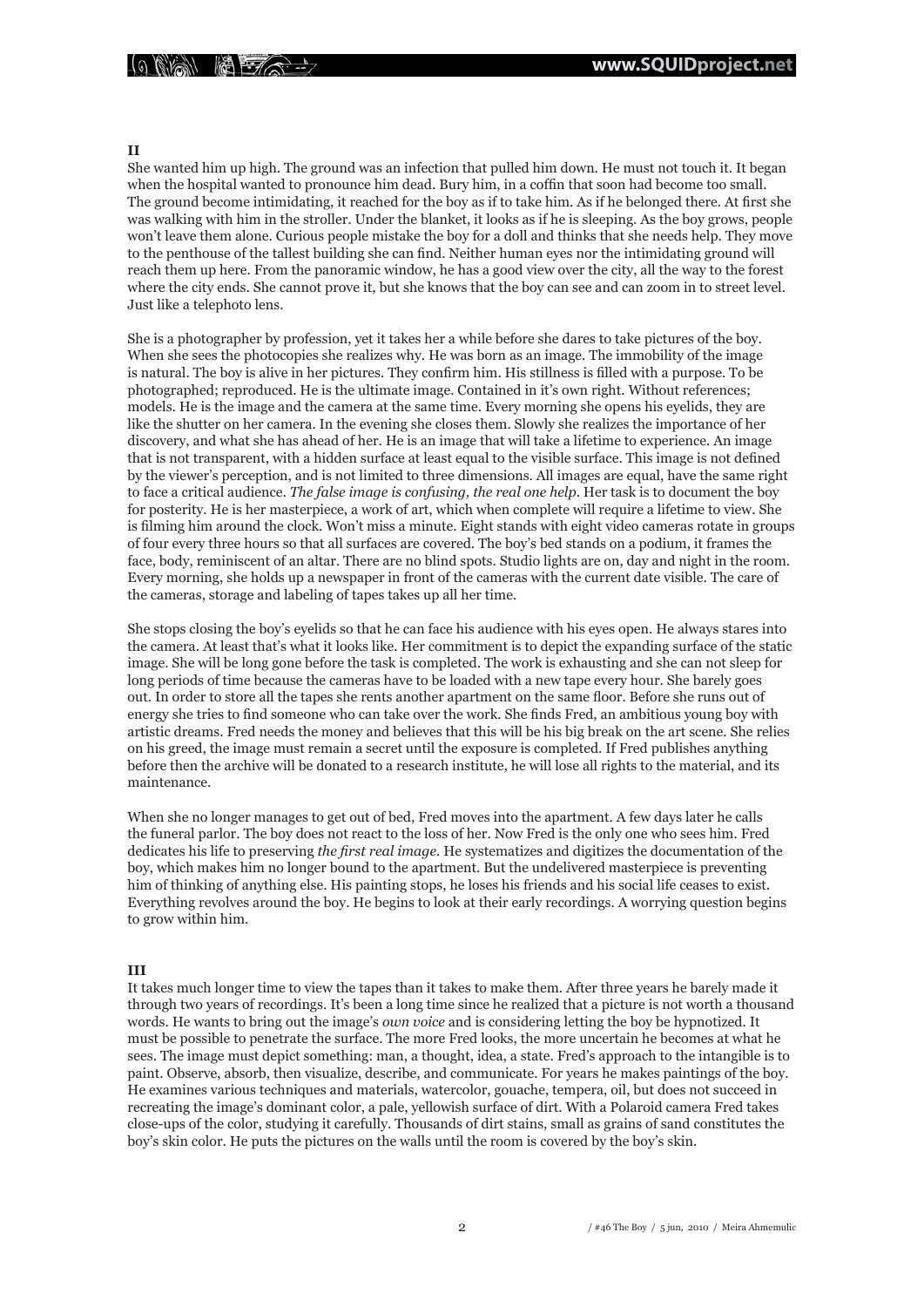**II**

She wanted him up high. The ground was an infection that pulled him down. He must not touch it. It began when the hospital wanted to pronounce him dead. Bury him, in a coffin that soon had become too small. The ground become intimidating, it reached for the boy as if to take him. As if he belonged there. At first she was walking with him in the stroller. Under the blanket, it looks as if he is sleeping. As the boy grows, people won't leave them alone. Curious people mistake the boy for a doll and thinks that she needs help. They move to the penthouse of the tallest building she can find. Neither human eyes nor the intimidating ground will reach them up here. From the panoramic window, he has a good view over the city, all the way to the forest where the city ends. She cannot prove it, but she knows that the boy can see and can zoom in to street level. Just like a telephoto lens.

She is a photographer by profession, yet it takes her a while before she dares to take pictures of the boy. When she sees the photocopies she realizes why. He was born as an image. The immobility of the image is natural. The boy is alive in her pictures. They confirm him. His stillness is filled with a purpose. To be photographed; reproduced. He is the ultimate image. Contained in it's own right. Without references; models. He is the image and the camera at the same time. Every morning she opens his eyelids, they are like the shutter on her camera. In the evening she closes them. Slowly she realizes the importance of her discovery, and what she has ahead of her. He is an image that will take a lifetime to experience. An image that is not transparent, with a hidden surface at least equal to the visible surface. This image is not defined by the viewer's perception, and is not limited to three dimensions. All images are equal, have the same right to face a critical audience. *The false image is confusing, the real one help*. Her task is to document the boy for posterity. He is her masterpiece, a work of art, which when complete will require a lifetime to view. She is filming him around the clock. Won't miss a minute. Eight stands with eight video cameras rotate in groups of four every three hours so that all surfaces are covered. The boy's bed stands on a podium, it frames the face, body, reminiscent of an altar. There are no blind spots. Studio lights are on, day and night in the room. Every morning, she holds up a newspaper in front of the cameras with the current date visible. The care of the cameras, storage and labeling of tapes takes up all her time.

She stops closing the boy's eyelids so that he can face his audience with his eyes open. He always stares into the camera. At least that's what it looks like. Her commitment is to depict the expanding surface of the static image. She will be long gone before the task is completed. The work is exhausting and she can not sleep for long periods of time because the cameras have to be loaded with a new tape every hour. She barely goes out. In order to store all the tapes she rents another apartment on the same floor. Before she runs out of energy she tries to find someone who can take over the work. She finds Fred, an ambitious young boy with artistic dreams. Fred needs the money and believes that this will be his big break on the art scene. She relies on his greed, the image must remain a secret until the exposure is completed. If Fred publishes anything before then the archive will be donated to a research institute, he will lose all rights to the material, and its maintenance.

When she no longer manages to get out of bed, Fred moves into the apartment. A few days later he calls the funeral parlor. The boy does not react to the loss of her. Now Fred is the only one who sees him. Fred dedicates his life to preserving *the first real image*. He systematizes and digitizes the documentation of the boy, which makes him no longer bound to the apartment. But the undelivered masterpiece is preventing him of thinking of anything else. His painting stops, he loses his friends and his social life ceases to exist. Everything revolves around the boy. He begins to look at their early recordings. A worrying question begins to grow within him.

**III**

It takes much longer time to view the tapes than it takes to make them. After three years he barely made it through two years of recordings. It's been a long time since he realized that a picture is not worth a thousand words. He wants to bring out the image's *own voice* and is considering letting the boy be hypnotized. It must be possible to penetrate the surface. The more Fred looks, the more uncertain he becomes at what he sees. The image must depict something: man, a thought, idea, a state. Fred's approach to the intangible is to paint. Observe, absorb, then visualize, describe, and communicate. For years he makes paintings of the boy. He examines various techniques and materials, watercolor, gouache, tempera, oil, but does not succeed in recreating the image's dominant color, a pale, yellowish surface of dirt. With a Polaroid camera Fred takes close-ups of the color, studying it carefully. Thousands of dirt stains, small as grains of sand constitutes the boy's skin color. He puts the pictures on the walls until the room is covered by the boy's skin.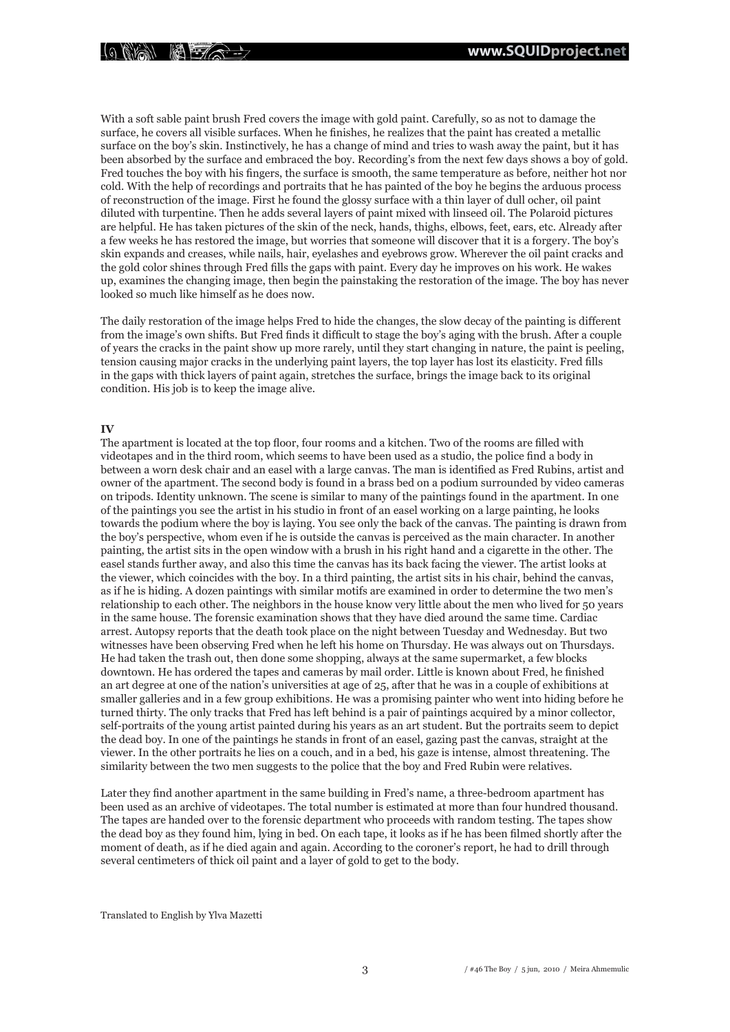With a soft sable paint brush Fred covers the image with gold paint. Carefully, so as not to damage the surface, he covers all visible surfaces. When he finishes, he realizes that the paint has created a metallic surface on the boy's skin. Instinctively, he has a change of mind and tries to wash away the paint, but it has been absorbed by the surface and embraced the boy. Recording's from the next few days shows a boy of gold. Fred touches the boy with his fingers, the surface is smooth, the same temperature as before, neither hot nor cold. With the help of recordings and portraits that he has painted of the boy he begins the arduous process of reconstruction of the image. First he found the glossy surface with a thin layer of dull ocher, oil paint diluted with turpentine. Then he adds several layers of paint mixed with linseed oil. The Polaroid pictures are helpful. He has taken pictures of the skin of the neck, hands, thighs, elbows, feet, ears, etc. Already after a few weeks he has restored the image, but worries that someone will discover that it is a forgery. The boy's skin expands and creases, while nails, hair, eyelashes and eyebrows grow. Wherever the oil paint cracks and the gold color shines through Fred fills the gaps with paint. Every day he improves on his work. He wakes up, examines the changing image, then begin the painstaking the restoration of the image. The boy has never looked so much like himself as he does now.

The daily restoration of the image helps Fred to hide the changes, the slow decay of the painting is different from the image's own shifts. But Fred finds it difficult to stage the boy's aging with the brush. After a couple of years the cracks in the paint show up more rarely, until they start changing in nature, the paint is peeling, tension causing major cracks in the underlying paint layers, the top layer has lost its elasticity. Fred fills in the gaps with thick layers of paint again, stretches the surface, brings the image back to its original condition. His job is to keep the image alive.

**IV**

The apartment is located at the top floor, four rooms and a kitchen. Two of the rooms are filled with videotapes and in the third room, which seems to have been used as a studio, the police find a body in between a worn desk chair and an easel with a large canvas. The man is identified as Fred Rubins, artist and owner of the apartment. The second body is found in a brass bed on a podium surrounded by video cameras on tripods. Identity unknown. The scene is similar to many of the paintings found in the apartment. In one of the paintings you see the artist in his studio in front of an easel working on a large painting, he looks towards the podium where the boy is laying. You see only the back of the canvas. The painting is drawn from the boy's perspective, whom even if he is outside the canvas is perceived as the main character. In another painting, the artist sits in the open window with a brush in his right hand and a cigarette in the other. The easel stands further away, and also this time the canvas has its back facing the viewer. The artist looks at the viewer, which coincides with the boy. In a third painting, the artist sits in his chair, behind the canvas, as if he is hiding. A dozen paintings with similar motifs are examined in order to determine the two men's relationship to each other. The neighbors in the house know very little about the men who lived for 50 years in the same house. The forensic examination shows that they have died around the same time. Cardiac arrest. Autopsy reports that the death took place on the night between Tuesday and Wednesday. But two witnesses have been observing Fred when he left his home on Thursday. He was always out on Thursdays. He had taken the trash out, then done some shopping, always at the same supermarket, a few blocks downtown. He has ordered the tapes and cameras by mail order. Little is known about Fred, he finished an art degree at one of the nation's universities at age of 25, after that he was in a couple of exhibitions at smaller galleries and in a few group exhibitions. He was a promising painter who went into hiding before he turned thirty. The only tracks that Fred has left behind is a pair of paintings acquired by a minor collector, self-portraits of the young artist painted during his years as an art student. But the portraits seem to depict the dead boy. In one of the paintings he stands in front of an easel, gazing past the canvas, straight at the viewer. In the other portraits he lies on a couch, and in a bed, his gaze is intense, almost threatening. The similarity between the two men suggests to the police that the boy and Fred Rubin were relatives.

Later they find another apartment in the same building in Fred's name, a three-bedroom apartment has been used as an archive of videotapes. The total number is estimated at more than four hundred thousand. The tapes are handed over to the forensic department who proceeds with random testing. The tapes show the dead boy as they found him, lying in bed. On each tape, it looks as if he has been filmed shortly after the moment of death, as if he died again and again. According to the coroner's report, he had to drill through several centimeters of thick oil paint and a layer of gold to get to the body.

Translated to English by Ylva Mazetti